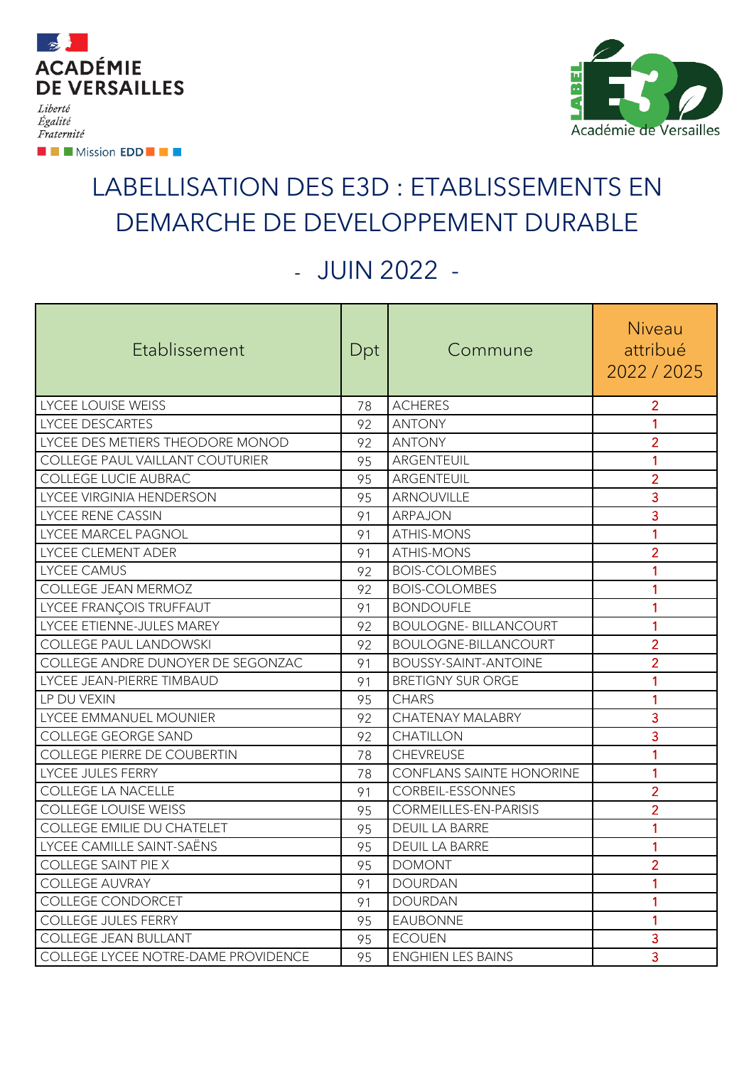ACADÉMIE DE VERSAILLES

*Liberté*
*Égalité*
*Fraternité*

Mission EDD

LABEL E3D Académie de Versailles

# LABELLISATION DES E3D : ETABLISSEMENTS EN DEMARCHE DE DEVELOPPEMENT DURABLE

## - JUIN 2022 -

| Etablissement | Dpt | Commune | Niveau attribué 2022 / 2025 |
|---|---|---|---|
| LYCEE LOUISE WEISS | 78 | ACHERES | 2 |
| LYCEE DESCARTES | 92 | ANTONY | 1 |
| LYCEE DES METIERS THEODORE MONOD | 92 | ANTONY | 2 |
| COLLEGE PAUL VAILLANT COUTURIER | 95 | ARGENTEUIL | 1 |
| COLLEGE LUCIE AUBRAC | 95 | ARGENTEUIL | 2 |
| LYCEE VIRGINIA HENDERSON | 95 | ARNOUVILLE | 3 |
| LYCEE RENE CASSIN | 91 | ARPAJON | 3 |
| LYCEE MARCEL PAGNOL | 91 | ATHIS-MONS | 1 |
| LYCEE CLEMENT ADER | 91 | ATHIS-MONS | 2 |
| LYCEE CAMUS | 92 | BOIS-COLOMBES | 1 |
| COLLEGE JEAN MERMOZ | 92 | BOIS-COLOMBES | 1 |
| LYCEE FRANÇOIS TRUFFAUT | 91 | BONDOUFLE | 1 |
| LYCEE ETIENNE-JULES MAREY | 92 | BOULOGNE- BILLANCOURT | 1 |
| COLLEGE PAUL LANDOWSKI | 92 | BOULOGNE-BILLANCOURT | 2 |
| COLLEGE ANDRE DUNOYER DE SEGONZAC | 91 | BOUSSY-SAINT-ANTOINE | 2 |
| LYCEE JEAN-PIERRE TIMBAUD | 91 | BRETIGNY SUR ORGE | 1 |
| LP DU VEXIN | 95 | CHARS | 1 |
| LYCEE EMMANUEL MOUNIER | 92 | CHATENAY MALABRY | 3 |
| COLLEGE GEORGE SAND | 92 | CHATILLON | 3 |
| COLLEGE PIERRE DE COUBERTIN | 78 | CHEVREUSE | 1 |
| LYCEE JULES FERRY | 78 | CONFLANS SAINTE HONORINE | 1 |
| COLLEGE LA NACELLE | 91 | CORBEIL-ESSONNES | 2 |
| COLLEGE LOUISE WEISS | 95 | CORMEILLES-EN-PARISIS | 2 |
| COLLEGE EMILIE DU CHATELET | 95 | DEUIL LA BARRE | 1 |
| LYCEE CAMILLE SAINT-SAËNS | 95 | DEUIL LA BARRE | 1 |
| COLLEGE SAINT PIE X | 95 | DOMONT | 2 |
| COLLEGE AUVRAY | 91 | DOURDAN | 1 |
| COLLEGE CONDORCET | 91 | DOURDAN | 1 |
| COLLEGE JULES FERRY | 95 | EAUBONNE | 1 |
| COLLEGE JEAN BULLANT | 95 | ECOUEN | 3 |
| COLLEGE LYCEE NOTRE-DAME PROVIDENCE | 95 | ENGHIEN LES BAINS | 3 |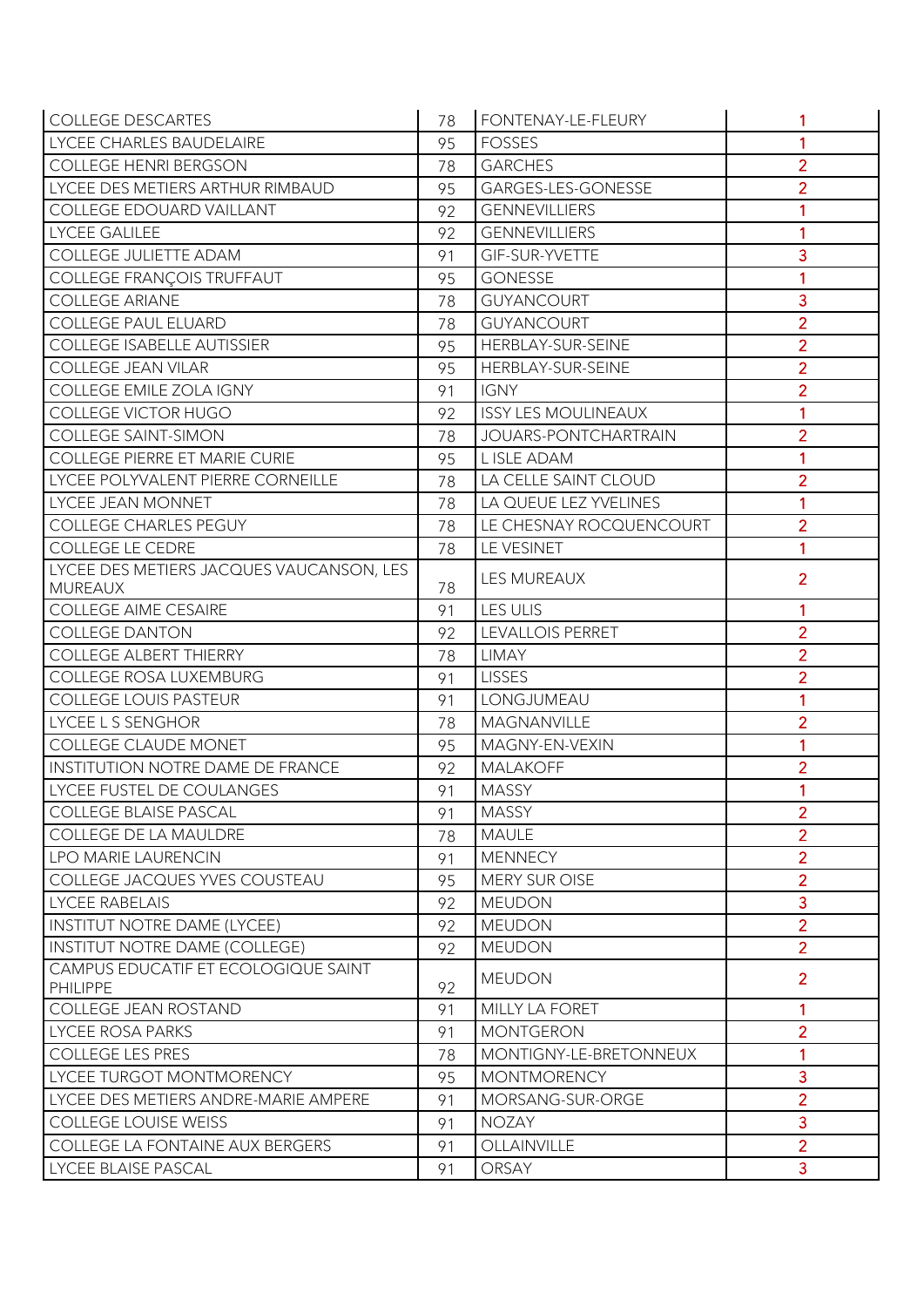| | | | |
|---|---|---|---|
| COLLEGE DESCARTES | 78 | FONTENAY-LE-FLEURY | 1 |
| LYCEE CHARLES BAUDELAIRE | 95 | FOSSES | 1 |
| COLLEGE HENRI BERGSON | 78 | GARCHES | 2 |
| LYCEE DES METIERS ARTHUR RIMBAUD | 95 | GARGES-LES-GONESSE | 2 |
| COLLEGE EDOUARD VAILLANT | 92 | GENNEVILLIERS | 1 |
| LYCEE GALILEE | 92 | GENNEVILLIERS | 1 |
| COLLEGE JULIETTE ADAM | 91 | GIF-SUR-YVETTE | 3 |
| COLLEGE FRANÇOIS TRUFFAUT | 95 | GONESSE | 1 |
| COLLEGE ARIANE | 78 | GUYANCOURT | 3 |
| COLLEGE PAUL ELUARD | 78 | GUYANCOURT | 2 |
| COLLEGE ISABELLE AUTISSIER | 95 | HERBLAY-SUR-SEINE | 2 |
| COLLEGE JEAN VILAR | 95 | HERBLAY-SUR-SEINE | 2 |
| COLLEGE EMILE ZOLA IGNY | 91 | IGNY | 2 |
| COLLEGE VICTOR HUGO | 92 | ISSY LES MOULINEAUX | 1 |
| COLLEGE SAINT-SIMON | 78 | JOUARS-PONTCHARTRAIN | 2 |
| COLLEGE PIERRE ET MARIE CURIE | 95 | L ISLE ADAM | 1 |
| LYCEE POLYVALENT PIERRE CORNEILLE | 78 | LA CELLE SAINT CLOUD | 2 |
| LYCEE JEAN MONNET | 78 | LA QUEUE LEZ YVELINES | 1 |
| COLLEGE CHARLES PEGUY | 78 | LE CHESNAY ROCQUENCOURT | 2 |
| COLLEGE LE CEDRE | 78 | LE VESINET | 1 |
| LYCEE DES METIERS JACQUES VAUCANSON, LES MUREAUX | 78 | LES MUREAUX | 2 |
| COLLEGE AIME CESAIRE | 91 | LES ULIS | 1 |
| COLLEGE DANTON | 92 | LEVALLOIS PERRET | 2 |
| COLLEGE ALBERT THIERRY | 78 | LIMAY | 2 |
| COLLEGE ROSA LUXEMBURG | 91 | LISSES | 2 |
| COLLEGE LOUIS PASTEUR | 91 | LONGJUMEAU | 1 |
| LYCEE L S SENGHOR | 78 | MAGNANVILLE | 2 |
| COLLEGE CLAUDE MONET | 95 | MAGNY-EN-VEXIN | 1 |
| INSTITUTION NOTRE DAME DE FRANCE | 92 | MALAKOFF | 2 |
| LYCEE FUSTEL DE COULANGES | 91 | MASSY | 1 |
| COLLEGE BLAISE PASCAL | 91 | MASSY | 2 |
| COLLEGE DE LA MAULDRE | 78 | MAULE | 2 |
| LPO MARIE LAURENCIN | 91 | MENNECY | 2 |
| COLLEGE JACQUES YVES COUSTEAU | 95 | MERY SUR OISE | 2 |
| LYCEE RABELAIS | 92 | MEUDON | 3 |
| INSTITUT NOTRE DAME (LYCEE) | 92 | MEUDON | 2 |
| INSTITUT NOTRE DAME (COLLEGE) | 92 | MEUDON | 2 |
| CAMPUS EDUCATIF ET ECOLOGIQUE SAINT PHILIPPE | 92 | MEUDON | 2 |
| COLLEGE JEAN ROSTAND | 91 | MILLY LA FORET | 1 |
| LYCEE ROSA PARKS | 91 | MONTGERON | 2 |
| COLLEGE LES PRES | 78 | MONTIGNY-LE-BRETONNEUX | 1 |
| LYCEE TURGOT MONTMORENCY | 95 | MONTMORENCY | 3 |
| LYCEE DES METIERS ANDRE-MARIE AMPERE | 91 | MORSANG-SUR-ORGE | 2 |
| COLLEGE LOUISE WEISS | 91 | NOZAY | 3 |
| COLLEGE LA FONTAINE AUX BERGERS | 91 | OLLAINVILLE | 2 |
| LYCEE BLAISE PASCAL | 91 | ORSAY | 3 |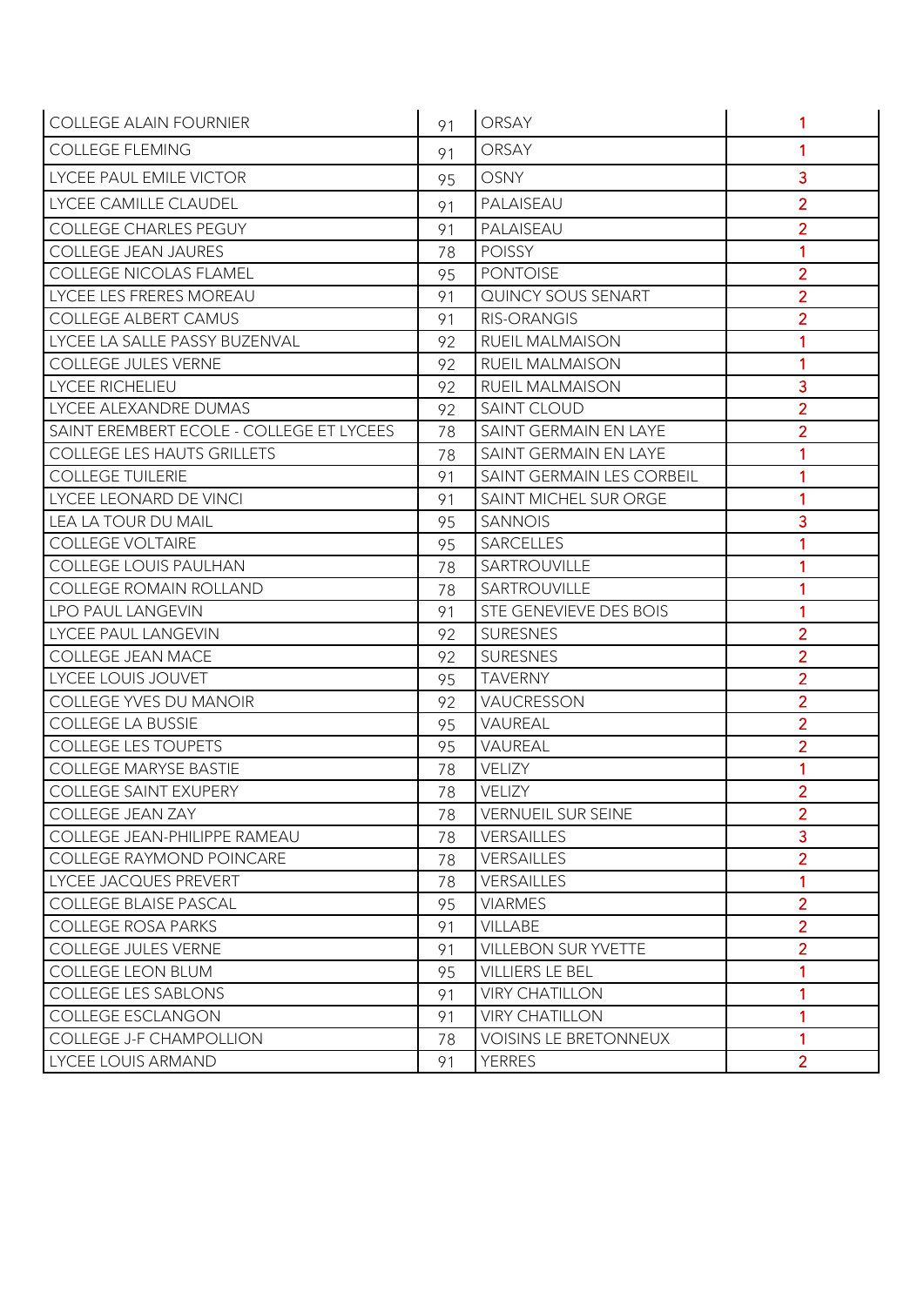| | | | |
|---|---|---|---|
| COLLEGE ALAIN FOURNIER | 91 | ORSAY | 1 |
| COLLEGE FLEMING | 91 | ORSAY | 1 |
| LYCEE PAUL EMILE VICTOR | 95 | OSNY | 3 |
| LYCEE CAMILLE CLAUDEL | 91 | PALAISEAU | 2 |
| COLLEGE CHARLES PEGUY | 91 | PALAISEAU | 2 |
| COLLEGE JEAN JAURES | 78 | POISSY | 1 |
| COLLEGE NICOLAS FLAMEL | 95 | PONTOISE | 2 |
| LYCEE LES FRERES MOREAU | 91 | QUINCY SOUS SENART | 2 |
| COLLEGE ALBERT CAMUS | 91 | RIS-ORANGIS | 2 |
| LYCEE LA SALLE PASSY BUZENVAL | 92 | RUEIL MALMAISON | 1 |
| COLLEGE JULES VERNE | 92 | RUEIL MALMAISON | 1 |
| LYCEE RICHELIEU | 92 | RUEIL MALMAISON | 3 |
| LYCEE ALEXANDRE DUMAS | 92 | SAINT CLOUD | 2 |
| SAINT EREMBERT ECOLE - COLLEGE ET LYCEES | 78 | SAINT GERMAIN EN LAYE | 2 |
| COLLEGE LES HAUTS GRILLETS | 78 | SAINT GERMAIN EN LAYE | 1 |
| COLLEGE TUILERIE | 91 | SAINT GERMAIN LES CORBEIL | 1 |
| LYCEE LEONARD DE VINCI | 91 | SAINT MICHEL SUR ORGE | 1 |
| LEA LA TOUR DU MAIL | 95 | SANNOIS | 3 |
| COLLEGE VOLTAIRE | 95 | SARCELLES | 1 |
| COLLEGE LOUIS PAULHAN | 78 | SARTROUVILLE | 1 |
| COLLEGE ROMAIN ROLLAND | 78 | SARTROUVILLE | 1 |
| LPO PAUL LANGEVIN | 91 | STE GENEVIEVE DES BOIS | 1 |
| LYCEE PAUL LANGEVIN | 92 | SURESNES | 2 |
| COLLEGE JEAN MACE | 92 | SURESNES | 2 |
| LYCEE LOUIS JOUVET | 95 | TAVERNY | 2 |
| COLLEGE YVES DU MANOIR | 92 | VAUCRESSON | 2 |
| COLLEGE LA BUSSIE | 95 | VAUREAL | 2 |
| COLLEGE LES TOUPETS | 95 | VAUREAL | 2 |
| COLLEGE MARYSE BASTIE | 78 | VELIZY | 1 |
| COLLEGE SAINT EXUPERY | 78 | VELIZY | 2 |
| COLLEGE JEAN ZAY | 78 | VERNUEIL SUR SEINE | 2 |
| COLLEGE JEAN-PHILIPPE RAMEAU | 78 | VERSAILLES | 3 |
| COLLEGE RAYMOND POINCARE | 78 | VERSAILLES | 2 |
| LYCEE JACQUES PREVERT | 78 | VERSAILLES | 1 |
| COLLEGE BLAISE PASCAL | 95 | VIARMES | 2 |
| COLLEGE ROSA PARKS | 91 | VILLABE | 2 |
| COLLEGE JULES VERNE | 91 | VILLEBON SUR YVETTE | 2 |
| COLLEGE LEON BLUM | 95 | VILLIERS LE BEL | 1 |
| COLLEGE LES SABLONS | 91 | VIRY CHATILLON | 1 |
| COLLEGE ESCLANGON | 91 | VIRY CHATILLON | 1 |
| COLLEGE J-F CHAMPOLLION | 78 | VOISINS LE BRETONNEUX | 1 |
| LYCEE LOUIS ARMAND | 91 | YERRES | 2 |